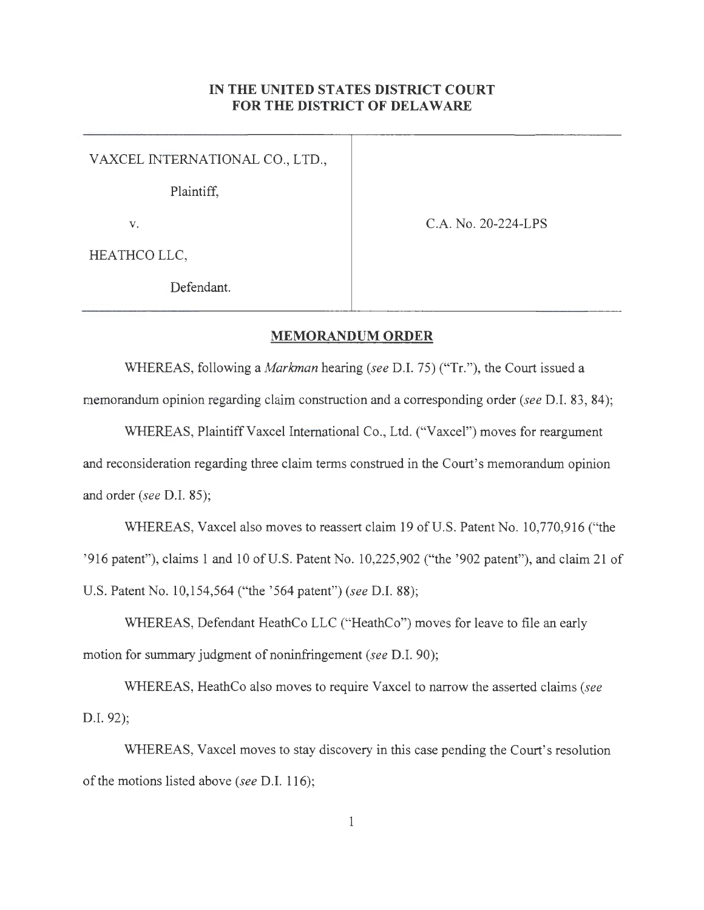**IN THE UNITED STATES DISTRICT COURT**
**FOR THE DISTRICT OF DELAWARE**

| | |
|---|---|
| VAXCEL INTERNATIONAL CO., LTD.,<br><br>Plaintiff,<br><br>v.<br><br>HEATHCO LLC,<br><br>Defendant. | C.A. No. 20-224-LPS |

**MEMORANDUM ORDER**

WHEREAS, following a *Markman* hearing (*see* D.I. 75) ("Tr."), the Court issued a memorandum opinion regarding claim construction and a corresponding order (*see* D.I. 83, 84);

WHEREAS, Plaintiff Vaxcel International Co., Ltd. ("Vaxcel") moves for reargument and reconsideration regarding three claim terms construed in the Court's memorandum opinion and order (*see* D.I. 85);

WHEREAS, Vaxcel also moves to reassert claim 19 of U.S. Patent No. 10,770,916 ("the '916 patent"), claims 1 and 10 of U.S. Patent No. 10,225,902 ("the '902 patent"), and claim 21 of U.S. Patent No. 10,154,564 ("the '564 patent") (*see* D.I. 88);

WHEREAS, Defendant HeathCo LLC ("HeathCo") moves for leave to file an early motion for summary judgment of noninfringement (*see* D.I. 90);

WHEREAS, HeathCo also moves to require Vaxcel to narrow the asserted claims (*see* D.I. 92);

WHEREAS, Vaxcel moves to stay discovery in this case pending the Court's resolution of the motions listed above (*see* D.I. 116);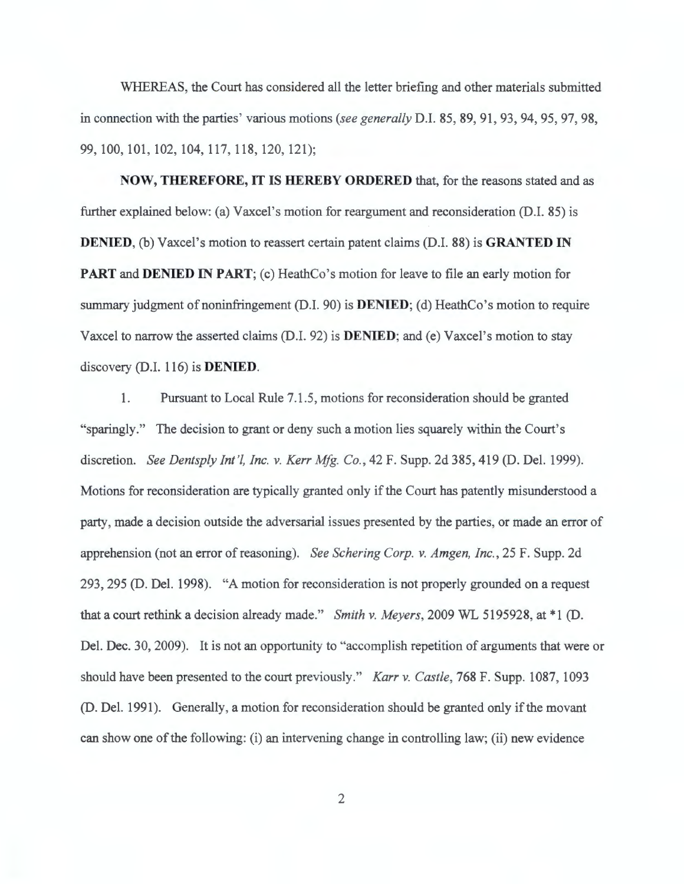WHEREAS, the Court has considered all the letter briefing and other materials submitted in connection with the parties' various motions (*see generally* D.I. 85, 89, 91, 93, 94, 95, 97, 98, 99, 100, 101, 102, 104, 117, 118, 120, 121);

**NOW, THEREFORE, IT IS HEREBY ORDERED** that, for the reasons stated and as further explained below: (a) Vaxcel's motion for reargument and reconsideration (D.I. 85) is **DENIED**, (b) Vaxcel's motion to reassert certain patent claims (D.I. 88) is **GRANTED IN PART** and **DENIED IN PART**; (c) HeathCo's motion for leave to file an early motion for summary judgment of noninfringement (D.I. 90) is **DENIED**; (d) HeathCo's motion to require Vaxcel to narrow the asserted claims (D.I. 92) is **DENIED**; and (e) Vaxcel's motion to stay discovery (D.I. 116) is **DENIED**.

1. Pursuant to Local Rule 7.1.5, motions for reconsideration should be granted "sparingly." The decision to grant or deny such a motion lies squarely within the Court's discretion. *See Dentsply Int'l, Inc. v. Kerr Mfg. Co.*, 42 F. Supp. 2d 385, 419 (D. Del. 1999). Motions for reconsideration are typically granted only if the Court has patently misunderstood a party, made a decision outside the adversarial issues presented by the parties, or made an error of apprehension (not an error of reasoning). *See Schering Corp. v. Amgen, Inc.*, 25 F. Supp. 2d 293, 295 (D. Del. 1998). "A motion for reconsideration is not properly grounded on a request that a court rethink a decision already made." *Smith v. Meyers*, 2009 WL 5195928, at *1 (D. Del. Dec. 30, 2009). It is not an opportunity to "accomplish repetition of arguments that were or should have been presented to the court previously." *Karr v. Castle*, 768 F. Supp. 1087, 1093 (D. Del. 1991). Generally, a motion for reconsideration should be granted only if the movant can show one of the following: (i) an intervening change in controlling law; (ii) new evidence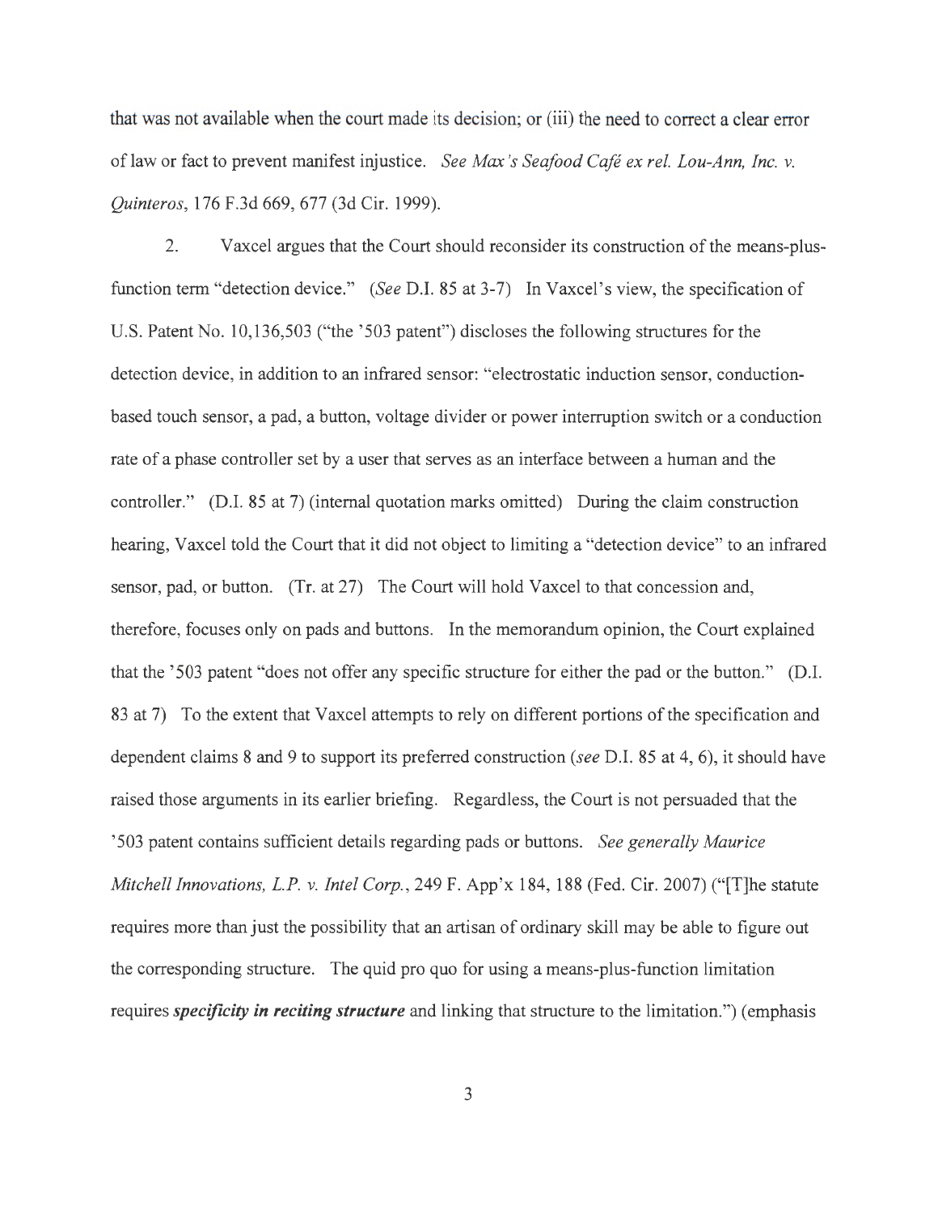that was not available when the court made its decision; or (iii) the need to correct a clear error of law or fact to prevent manifest injustice. *See Max's Seafood Café ex rel. Lou-Ann, Inc. v. Quinteros*, 176 F.3d 669, 677 (3d Cir. 1999).

2. Vaxcel argues that the Court should reconsider its construction of the means-plus-function term "detection device." (*See* D.I. 85 at 3-7) In Vaxcel's view, the specification of U.S. Patent No. 10,136,503 ("the '503 patent") discloses the following structures for the detection device, in addition to an infrared sensor: "electrostatic induction sensor, conduction-based touch sensor, a pad, a button, voltage divider or power interruption switch or a conduction rate of a phase controller set by a user that serves as an interface between a human and the controller." (D.I. 85 at 7) (internal quotation marks omitted) During the claim construction hearing, Vaxcel told the Court that it did not object to limiting a "detection device" to an infrared sensor, pad, or button. (Tr. at 27) The Court will hold Vaxcel to that concession and, therefore, focuses only on pads and buttons. In the memorandum opinion, the Court explained that the '503 patent "does not offer any specific structure for either the pad or the button." (D.I. 83 at 7) To the extent that Vaxcel attempts to rely on different portions of the specification and dependent claims 8 and 9 to support its preferred construction (*see* D.I. 85 at 4, 6), it should have raised those arguments in its earlier briefing. Regardless, the Court is not persuaded that the '503 patent contains sufficient details regarding pads or buttons. *See generally Maurice Mitchell Innovations, L.P. v. Intel Corp.*, 249 F. App'x 184, 188 (Fed. Cir. 2007) ("[T]he statute requires more than just the possibility that an artisan of ordinary skill may be able to figure out the corresponding structure. The quid pro quo for using a means-plus-function limitation requires ***specificity in reciting structure*** and linking that structure to the limitation.") (emphasis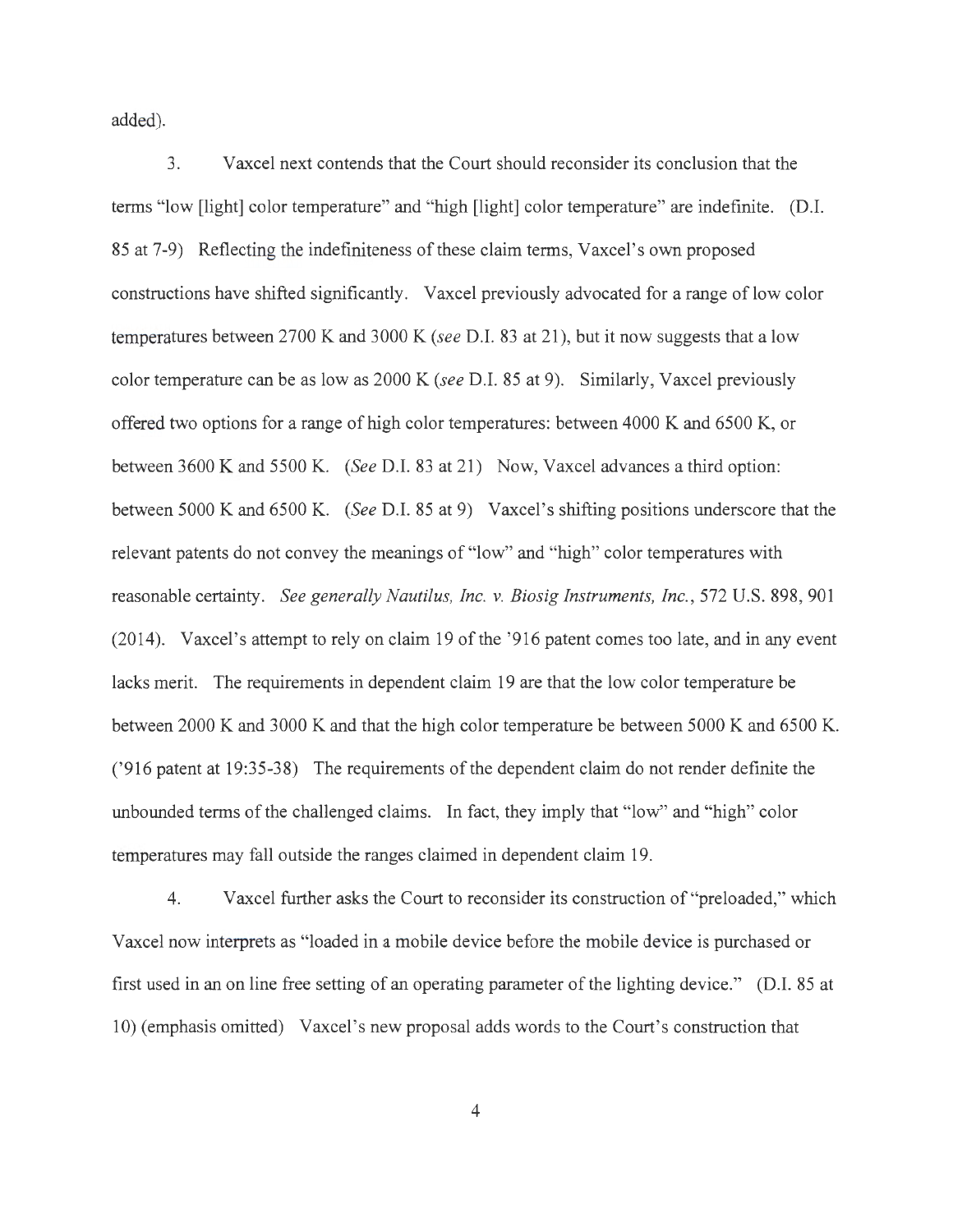added).

3. Vaxcel next contends that the Court should reconsider its conclusion that the terms "low [light] color temperature" and "high [light] color temperature" are indefinite. (D.I. 85 at 7-9) Reflecting the indefiniteness of these claim terms, Vaxcel's own proposed constructions have shifted significantly. Vaxcel previously advocated for a range of low color temperatures between 2700 K and 3000 K (*see* D.I. 83 at 21), but it now suggests that a low color temperature can be as low as 2000 K (*see* D.I. 85 at 9). Similarly, Vaxcel previously offered two options for a range of high color temperatures: between 4000 K and 6500 K, or between 3600 K and 5500 K. (*See* D.I. 83 at 21) Now, Vaxcel advances a third option: between 5000 K and 6500 K. (*See* D.I. 85 at 9) Vaxcel's shifting positions underscore that the relevant patents do not convey the meanings of "low" and "high" color temperatures with reasonable certainty. *See generally Nautilus, Inc. v. Biosig Instruments, Inc.*, 572 U.S. 898, 901 (2014). Vaxcel's attempt to rely on claim 19 of the '916 patent comes too late, and in any event lacks merit. The requirements in dependent claim 19 are that the low color temperature be between 2000 K and 3000 K and that the high color temperature be between 5000 K and 6500 K. ('916 patent at 19:35-38) The requirements of the dependent claim do not render definite the unbounded terms of the challenged claims. In fact, they imply that "low" and "high" color temperatures may fall outside the ranges claimed in dependent claim 19.

4. Vaxcel further asks the Court to reconsider its construction of "preloaded," which Vaxcel now interprets as "loaded in a mobile device before the mobile device is purchased or first used in an on line free setting of an operating parameter of the lighting device." (D.I. 85 at 10) (emphasis omitted) Vaxcel's new proposal adds words to the Court's construction that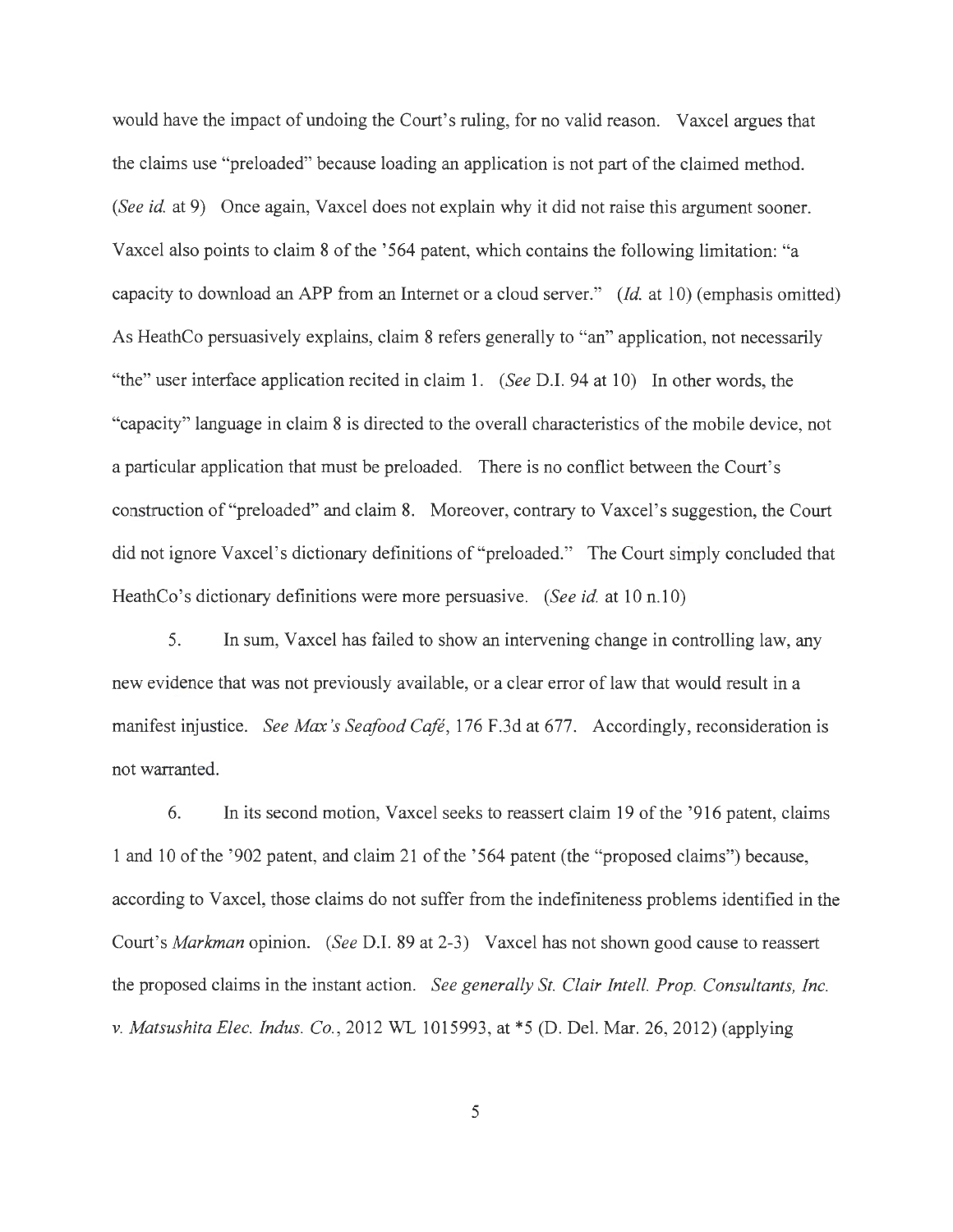would have the impact of undoing the Court's ruling, for no valid reason. Vaxcel argues that the claims use "preloaded" because loading an application is not part of the claimed method. (*See id.* at 9) Once again, Vaxcel does not explain why it did not raise this argument sooner. Vaxcel also points to claim 8 of the '564 patent, which contains the following limitation: "a capacity to download an APP from an Internet or a cloud server." (*Id.* at 10) (emphasis omitted) As HeathCo persuasively explains, claim 8 refers generally to "an" application, not necessarily "the" user interface application recited in claim 1. (*See* D.I. 94 at 10) In other words, the "capacity" language in claim 8 is directed to the overall characteristics of the mobile device, not a particular application that must be preloaded. There is no conflict between the Court's construction of "preloaded" and claim 8. Moreover, contrary to Vaxcel's suggestion, the Court did not ignore Vaxcel's dictionary definitions of "preloaded." The Court simply concluded that HeathCo's dictionary definitions were more persuasive. (*See id.* at 10 n.10)

5. In sum, Vaxcel has failed to show an intervening change in controlling law, any new evidence that was not previously available, or a clear error of law that would result in a manifest injustice. *See Max's Seafood Café*, 176 F.3d at 677. Accordingly, reconsideration is not warranted.

6. In its second motion, Vaxcel seeks to reassert claim 19 of the '916 patent, claims 1 and 10 of the '902 patent, and claim 21 of the '564 patent (the "proposed claims") because, according to Vaxcel, those claims do not suffer from the indefiniteness problems identified in the Court's *Markman* opinion. (*See* D.I. 89 at 2-3) Vaxcel has not shown good cause to reassert the proposed claims in the instant action. *See generally St. Clair Intell. Prop. Consultants, Inc. v. Matsushita Elec. Indus. Co.*, 2012 WL 1015993, at *5 (D. Del. Mar. 26, 2012) (applying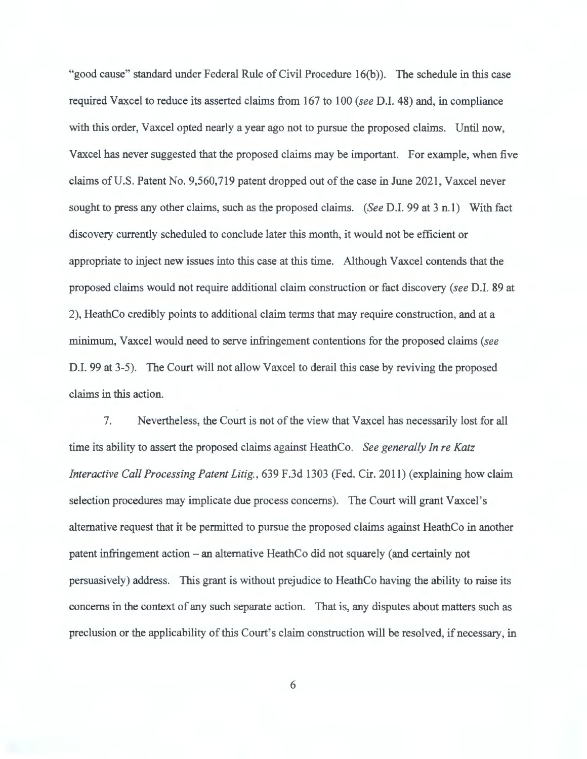"good cause" standard under Federal Rule of Civil Procedure 16(b)). The schedule in this case required Vaxcel to reduce its asserted claims from 167 to 100 (*see* D.I. 48) and, in compliance with this order, Vaxcel opted nearly a year ago not to pursue the proposed claims. Until now, Vaxcel has never suggested that the proposed claims may be important. For example, when five claims of U.S. Patent No. 9,560,719 patent dropped out of the case in June 2021, Vaxcel never sought to press any other claims, such as the proposed claims. (*See* D.I. 99 at 3 n.1) With fact discovery currently scheduled to conclude later this month, it would not be efficient or appropriate to inject new issues into this case at this time. Although Vaxcel contends that the proposed claims would not require additional claim construction or fact discovery (*see* D.I. 89 at 2), HeathCo credibly points to additional claim terms that may require construction, and at a minimum, Vaxcel would need to serve infringement contentions for the proposed claims (*see* D.I. 99 at 3-5). The Court will not allow Vaxcel to derail this case by reviving the proposed claims in this action.

7. Nevertheless, the Court is not of the view that Vaxcel has necessarily lost for all time its ability to assert the proposed claims against HeathCo. *See generally In re Katz Interactive Call Processing Patent Litig.*, 639 F.3d 1303 (Fed. Cir. 2011) (explaining how claim selection procedures may implicate due process concerns). The Court will grant Vaxcel's alternative request that it be permitted to pursue the proposed claims against HeathCo in another patent infringement action – an alternative HeathCo did not squarely (and certainly not persuasively) address. This grant is without prejudice to HeathCo having the ability to raise its concerns in the context of any such separate action. That is, any disputes about matters such as preclusion or the applicability of this Court's claim construction will be resolved, if necessary, in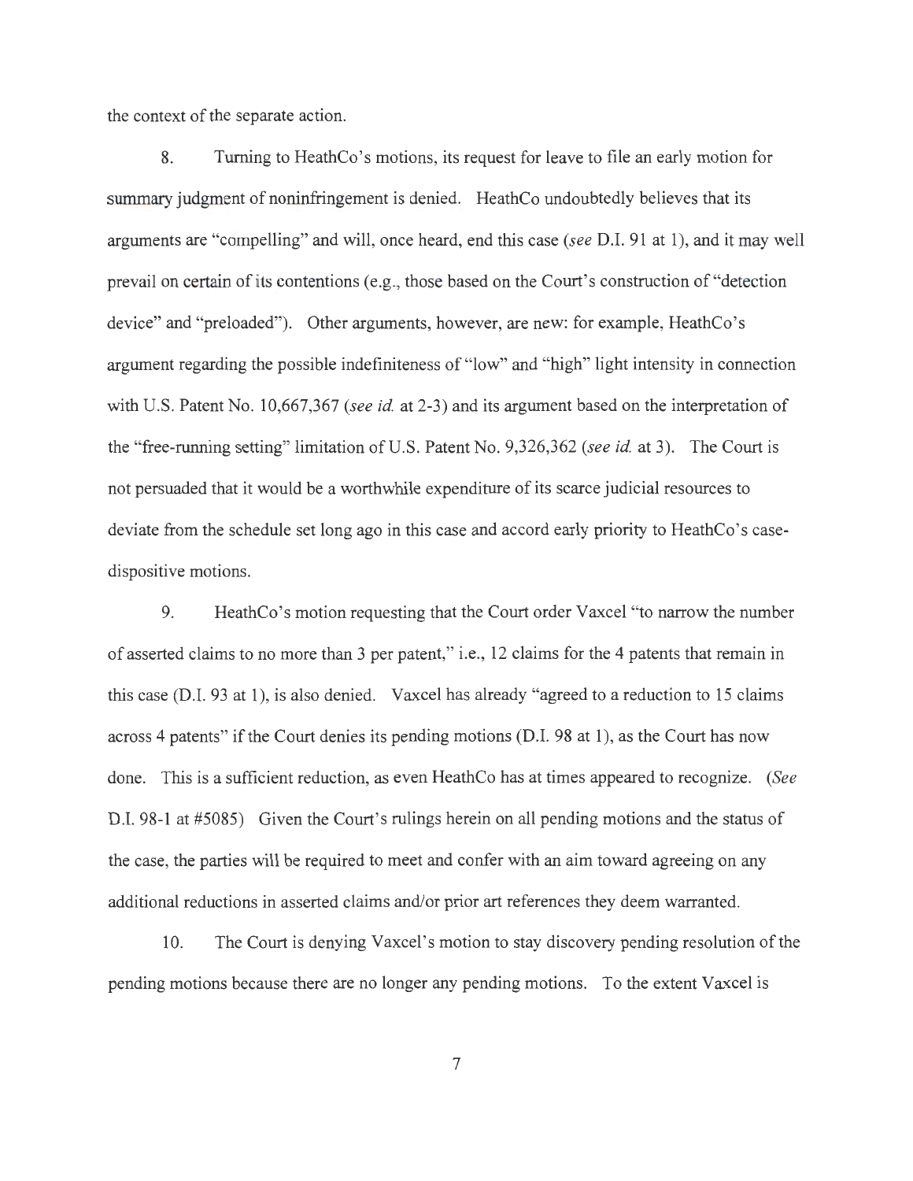the context of the separate action.

8. Turning to HeathCo's motions, its request for leave to file an early motion for summary judgment of noninfringement is denied. HeathCo undoubtedly believes that its arguments are "compelling" and will, once heard, end this case (*see* D.I. 91 at 1), and it may well prevail on certain of its contentions (e.g., those based on the Court's construction of "detection device" and "preloaded"). Other arguments, however, are new: for example, HeathCo's argument regarding the possible indefiniteness of "low" and "high" light intensity in connection with U.S. Patent No. 10,667,367 (*see id.* at 2-3) and its argument based on the interpretation of the "free-running setting" limitation of U.S. Patent No. 9,326,362 (*see id.* at 3). The Court is not persuaded that it would be a worthwhile expenditure of its scarce judicial resources to deviate from the schedule set long ago in this case and accord early priority to HeathCo's case-dispositive motions.

9. HeathCo's motion requesting that the Court order Vaxcel "to narrow the number of asserted claims to no more than 3 per patent," i.e., 12 claims for the 4 patents that remain in this case (D.I. 93 at 1), is also denied. Vaxcel has already "agreed to a reduction to 15 claims across 4 patents" if the Court denies its pending motions (D.I. 98 at 1), as the Court has now done. This is a sufficient reduction, as even HeathCo has at times appeared to recognize. (*See* D.I. 98-1 at #5085) Given the Court's rulings herein on all pending motions and the status of the case, the parties will be required to meet and confer with an aim toward agreeing on any additional reductions in asserted claims and/or prior art references they deem warranted.

10. The Court is denying Vaxcel's motion to stay discovery pending resolution of the pending motions because there are no longer any pending motions. To the extent Vaxcel is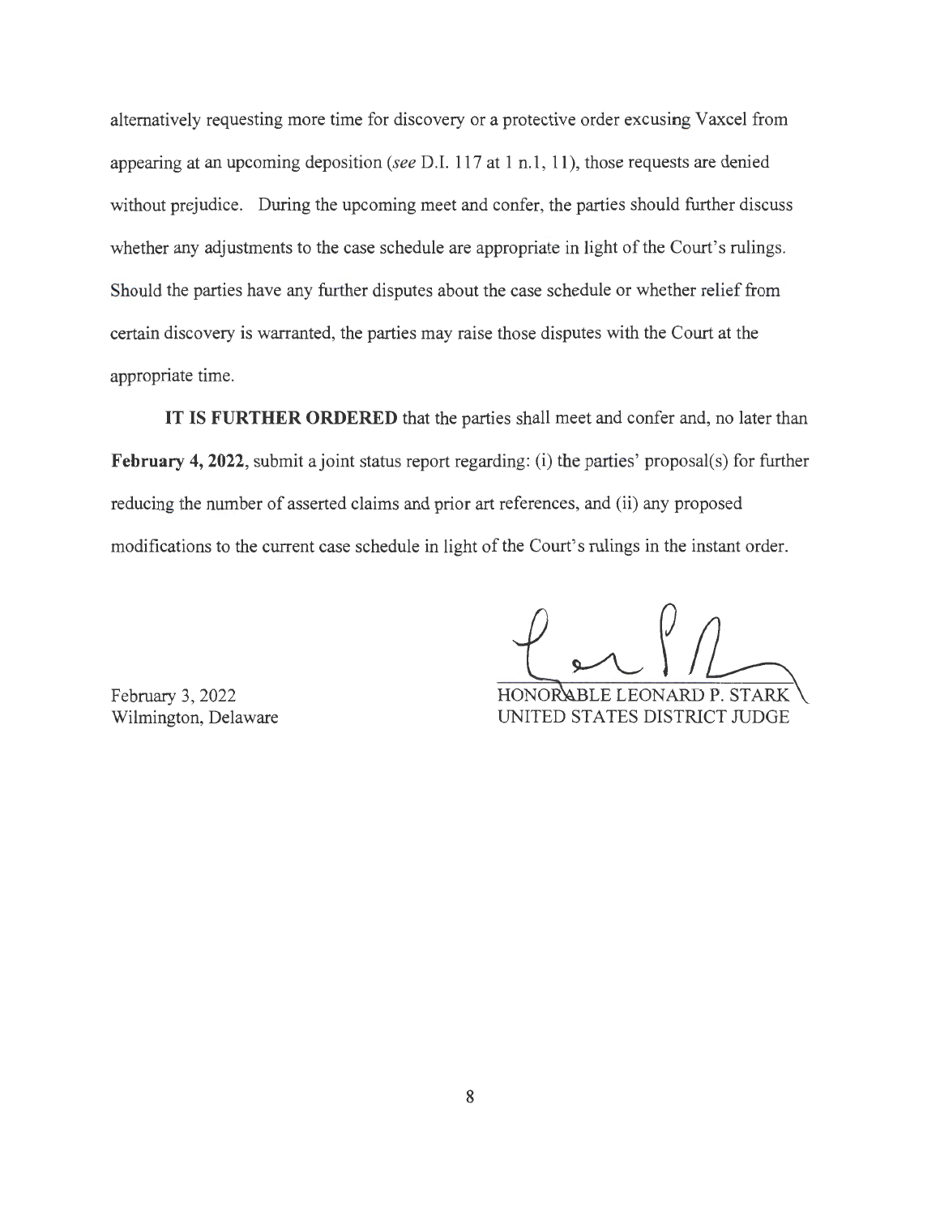alternatively requesting more time for discovery or a protective order excusing Vaxcel from appearing at an upcoming deposition (*see* D.I. 117 at 1 n.1, 11), those requests are denied without prejudice. During the upcoming meet and confer, the parties should further discuss whether any adjustments to the case schedule are appropriate in light of the Court's rulings. Should the parties have any further disputes about the case schedule or whether relief from certain discovery is warranted, the parties may raise those disputes with the Court at the appropriate time.

**IT IS FURTHER ORDERED** that the parties shall meet and confer and, no later than **February 4, 2022**, submit a joint status report regarding: (i) the parties' proposal(s) for further reducing the number of asserted claims and prior art references, and (ii) any proposed modifications to the current case schedule in light of the Court's rulings in the instant order.

February 3, 2022
Wilmington, Delaware

HONORABLE LEONARD P. STARK
UNITED STATES DISTRICT JUDGE